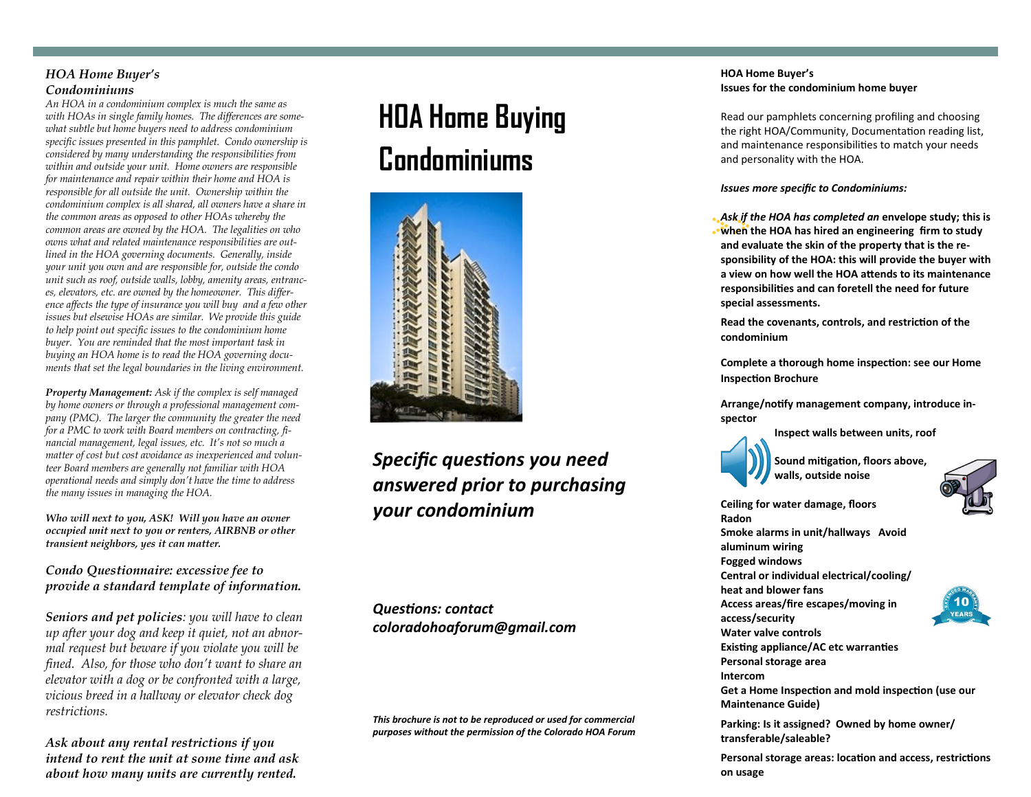*HOA Home Buyer's Condominiums*

*An HOA in a condominium complex is much the same as with HOAs in single family homes. The differences are somewhat subtle but home buyers need to address condominium specific issues presented in this pamphlet. Condo ownership is considered by many understanding the responsibilities from within and outside your unit. Home owners are responsible for maintenance and repair within their home and HOA is responsible for all outside the unit. Ownership within the condominium complex is all shared, all owners have a share in the common areas as opposed to other HOAs whereby the common areas are owned by the HOA. The legalities on who owns what and related maintenance responsibilities are outlined in the HOA governing documents. Generally, inside your unit you own and are responsible for, outside the condo unit such as roof, outside walls, lobby, amenity areas, entrances, elevators, etc. are owned by the homeowner. This difference affects the type of insurance you will buy and a few other issues but elsewise HOAs are similar. We provide this guide to help point out specific issues to the condominium home buyer. You are reminded that the most important task in buying an HOA home is to read the HOA governing documents that set the legal boundaries in the living environment.*

***Property Management:*** *Ask if the complex is self managed by home owners or through a professional management company (PMC). The larger the community the greater the need for a PMC to work with Board members on contracting, financial management, legal issues, etc. It's not so much a matter of cost but cost avoidance as inexperienced and volunteer Board members are generally not familiar with HOA operational needs and simply don't have the time to address the many issues in managing the HOA.*

***Who will next to you, ASK! Will you have an owner occupied unit next to you or renters, AIRBNB or other transient neighbors, yes it can matter.***

*Condo Questionnaire: excessive fee to provide a standard template of information.*

***Seniors and pet policies****: you will have to clean up after your dog and keep it quiet, not an abnormal request but beware if you violate you will be fined. Also, for those who don't want to share an elevator with a dog or be confronted with a large, vicious breed in a hallway or elevator check dog restrictions.*

*Ask about any rental restrictions if you intend to rent the unit at some time and ask about how many units are currently rented.*

# HOA Home Buying Condominiums

***Specific questions you need answered prior to purchasing your condominium***

***Questions: contact coloradohoaforum@gmail.com***

***This brochure is not to be reproduced or used for commercial purposes without the permission of the Colorado HOA Forum***

**HOA Home Buyer's**
**Issues for the condominium home buyer**

Read our pamphlets concerning profiling and choosing the right HOA/Community, Documentation reading list, and maintenance responsibilities to match your needs and personality with the HOA.

***Issues more specific to Condominiums:***

***Ask if the HOA has completed an* envelope study; this is when the HOA has hired an engineering firm to study and evaluate the skin of the property that is the responsibility of the HOA: this will provide the buyer with a view on how well the HOA attends to its maintenance responsibilities and can foretell the need for future special assessments.**

**Read the covenants, controls, and restriction of the condominium**

**Complete a thorough home inspection: see our Home Inspection Brochure**

**Arrange/notify management company, introduce inspector**

**Inspect walls between units, roof**

**Sound mitigation, floors above, walls, outside noise**

**Ceiling for water damage, floors**
**Radon**
**Smoke alarms in unit/hallways Avoid aluminum wiring**
**Fogged windows**
**Central or individual electrical/cooling/heat and blower fans**
**Access areas/fire escapes/moving in access/security**
**Water valve controls**
**Existing appliance/AC etc warranties**
**Personal storage area**
**Intercom**
**Get a Home Inspection and mold inspection (use our Maintenance Guide)**

**Parking: Is it assigned? Owned by home owner/transferable/saleable?**

**Personal storage areas: location and access, restrictions on usage**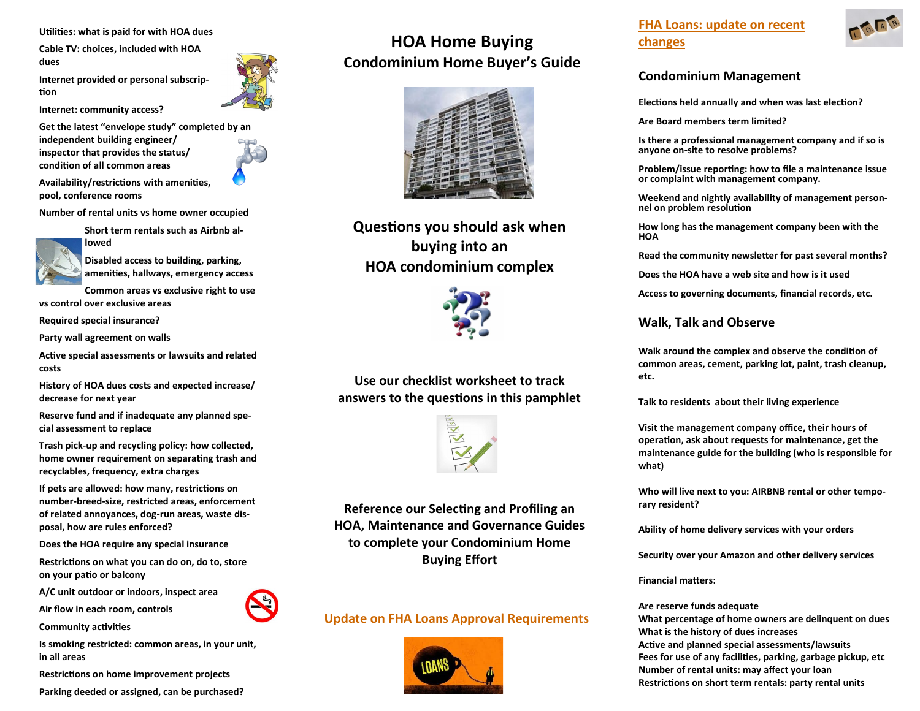Utilities: what is paid for with HOA dues

Cable TV: choices, included with HOA dues

Internet provided or personal subscription

Internet: community access?

Get the latest "envelope study" completed by an independent building engineer/inspector that provides the status/condition of all common areas

Availability/restrictions with amenities, pool, conference rooms

Number of rental units vs home owner occupied

Short term rentals such as Airbnb allowed

Disabled access to building, parking, amenities, hallways, emergency access

Common areas vs exclusive right to use vs control over exclusive areas

Required special insurance?

Party wall agreement on walls

Active special assessments or lawsuits and related costs

History of HOA dues costs and expected increase/decrease for next year

Reserve fund and if inadequate any planned special assessment to replace

Trash pick-up and recycling policy: how collected, home owner requirement on separating trash and recyclables, frequency, extra charges

If pets are allowed: how many, restrictions on number-breed-size, restricted areas, enforcement of related annoyances, dog-run areas, waste disposal, how are rules enforced?

Does the HOA require any special insurance

Restrictions on what you can do on, do to, store on your patio or balcony

A/C unit outdoor or indoors, inspect area

Air flow in each room, controls

Community activities

Is smoking restricted: common areas, in your unit, in all areas

Restrictions on home improvement projects

Parking deeded or assigned, can be purchased?

# HOA Home Buying
## Condominium Home Buyer's Guide

### Questions you should ask when buying into an HOA condominium complex

### Use our checklist worksheet to track answers to the questions in this pamphlet

### Reference our Selecting and Profiling an HOA, Maintenance and Governance Guides to complete your Condominium Home Buying Effort

### Update on FHA Loans Approval Requirements

## FHA Loans: update on recent changes

## Condominium Management

Elections held annually and when was last election?

Are Board members term limited?

Is there a professional management company and if so is anyone on-site to resolve problems?

Problem/issue reporting: how to file a maintenance issue or complaint with management company.

Weekend and nightly availability of management personnel on problem resolution

How long has the management company been with the HOA

Read the community newsletter for past several months?

Does the HOA have a web site and how is it used

Access to governing documents, financial records, etc.

## Walk, Talk and Observe

Walk around the complex and observe the condition of common areas, cement, parking lot, paint, trash cleanup, etc.

Talk to residents about their living experience

Visit the management company office, their hours of operation, ask about requests for maintenance, get the maintenance guide for the building (who is responsible for what)

Who will live next to you: AIRBNB rental or other temporary resident?

Ability of home delivery services with your orders

Security over your Amazon and other delivery services

Financial matters:

Are reserve funds adequate
What percentage of home owners are delinquent on dues
What is the history of dues increases
Active and planned special assessments/lawsuits
Fees for use of any facilities, parking, garbage pickup, etc
Number of rental units: may affect your loan
Restrictions on short term rentals: party rental units